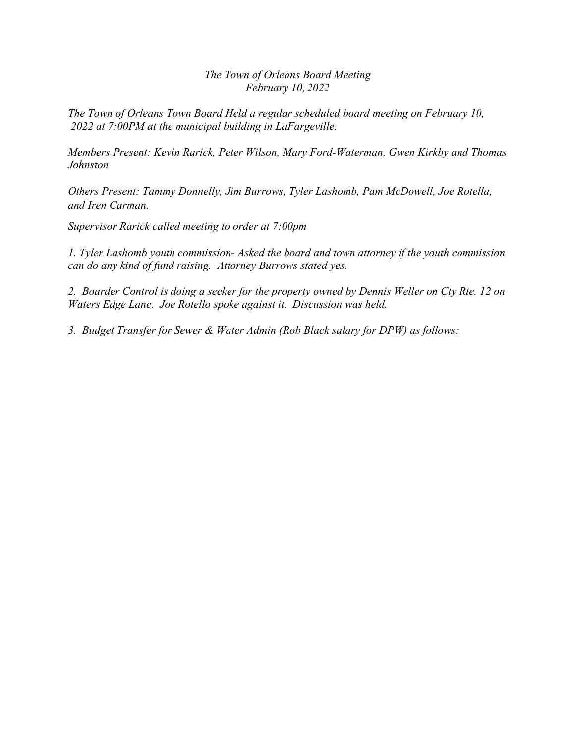*The Town of Orleans Board Meeting*
*February 10, 2022*

*The Town of Orleans Town Board Held a regular scheduled board meeting on February 10, 2022 at 7:00PM at the municipal building in LaFargeville.*

*Members Present: Kevin Rarick, Peter Wilson, Mary Ford-Waterman, Gwen Kirkby and Thomas Johnston*

*Others Present: Tammy Donnelly, Jim Burrows, Tyler Lashomb, Pam McDowell, Joe Rotella, and Iren Carman.*

*Supervisor Rarick called meeting to order at 7:00pm*

*1. Tyler Lashomb youth commission- Asked the board and town attorney if the youth commission can do any kind of fund raising. Attorney Burrows stated yes.*

*2. Boarder Control is doing a seeker for the property owned by Dennis Weller on Cty Rte. 12 on Waters Edge Lane. Joe Rotello spoke against it. Discussion was held.*

*3. Budget Transfer for Sewer & Water Admin (Rob Black salary for DPW) as follows:*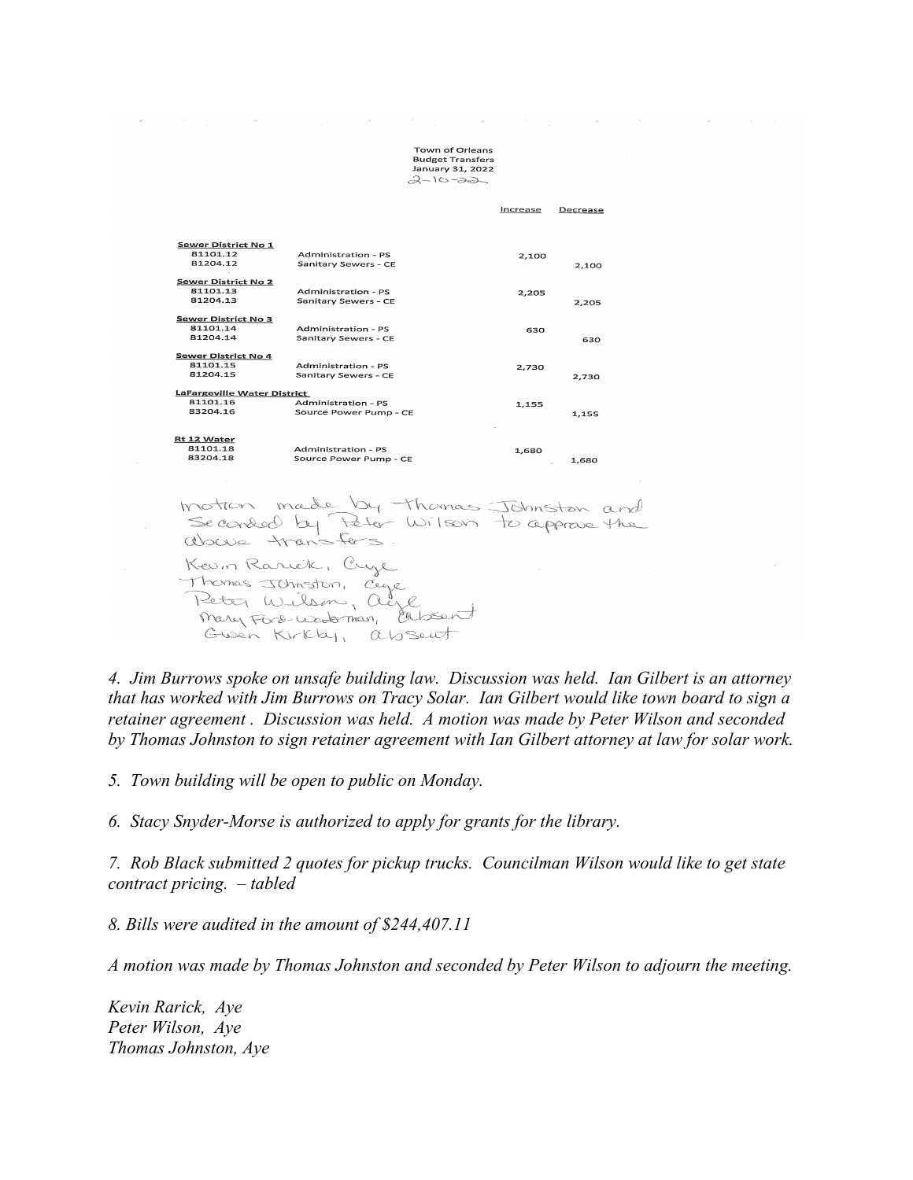Town of Orleans
Budget Transfers
January 31, 2022
2-10-22

| | | Increase | Decrease |
|---|---|---|---|
| **Sewer District No 1** | | | |
| 81101.12 | Administration - PS | 2,100 | |
| 81204.12 | Sanitary Sewers - CE | | 2,100 |
| **Sewer District No 2** | | | |
| 81101.13 | Administration - PS | 2,205 | |
| 81204.13 | Sanitary Sewers - CE | | 2,205 |
| **Sewer District No 3** | | | |
| 81101.14 | Administration - PS | 630 | |
| 81204.14 | Sanitary Sewers - CE | | 630 |
| **Sewer District No 4** | | | |
| 81101.15 | Administration - PS | 2,730 | |
| 81204.15 | Sanitary Sewers - CE | | 2,730 |
| **LaFargeville Water District** | | | |
| 81101.16 | Administration - PS | 1,155 | |
| 83204.16 | Source Power Pump - CE | | 1,155 |
| **Rt 12 Water** | | | |
| 81101.18 | Administration - PS | 1,680 | |
| 83204.18 | Source Power Pump - CE | | 1,680 |

motion made by Thomas Johnston and Seconded by Peter Wilson to approve the above transfers.

Kevin Rarick, aye
Thomas Johnston, aye
Peter Wilson, aye
Mary Ford-Waterman, absent
Susan Kirkby, absent

*4. Jim Burrows spoke on unsafe building law. Discussion was held. Ian Gilbert is an attorney that has worked with Jim Burrows on Tracy Solar. Ian Gilbert would like town board to sign a retainer agreement . Discussion was held. A motion was made by Peter Wilson and seconded by Thomas Johnston to sign retainer agreement with Ian Gilbert attorney at law for solar work.*

*5. Town building will be open to public on Monday.*

*6. Stacy Snyder-Morse is authorized to apply for grants for the library.*

*7. Rob Black submitted 2 quotes for pickup trucks. Councilman Wilson would like to get state contract pricing. – tabled*

*8. Bills were audited in the amount of $244,407.11*

*A motion was made by Thomas Johnston and seconded by Peter Wilson to adjourn the meeting.*

*Kevin Rarick, Aye*
*Peter Wilson, Aye*
*Thomas Johnston, Aye*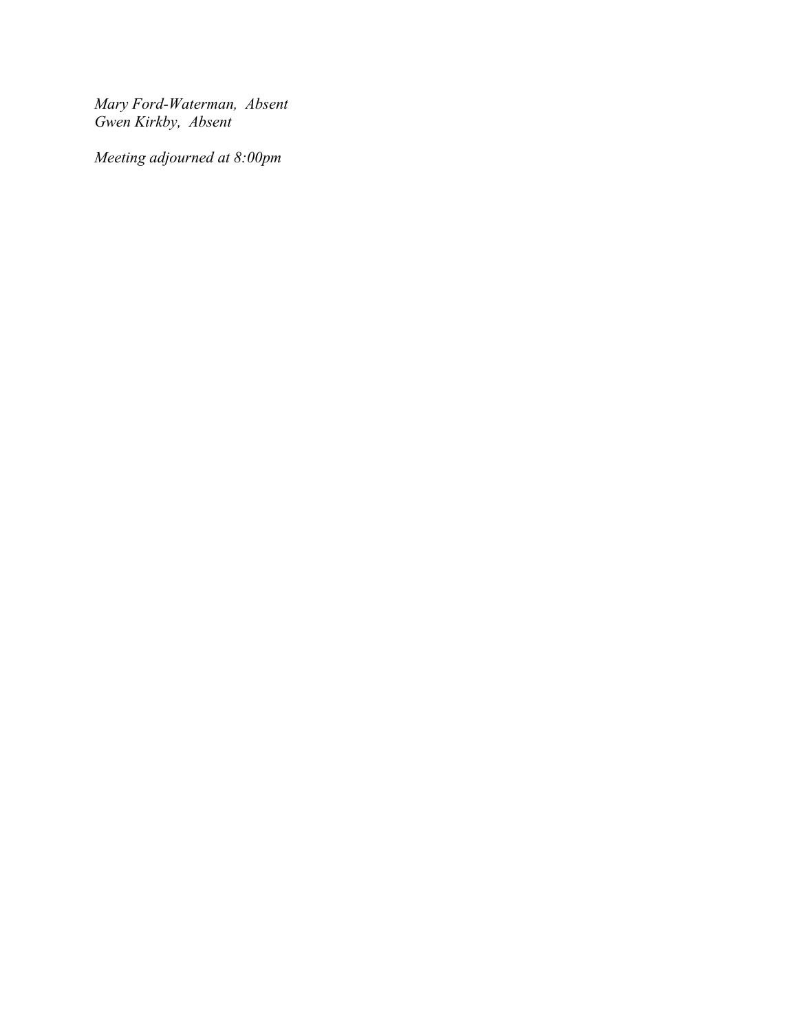*Mary Ford-Waterman, Absent*  
*Gwen Kirkby, Absent*

*Meeting adjourned at 8:00pm*